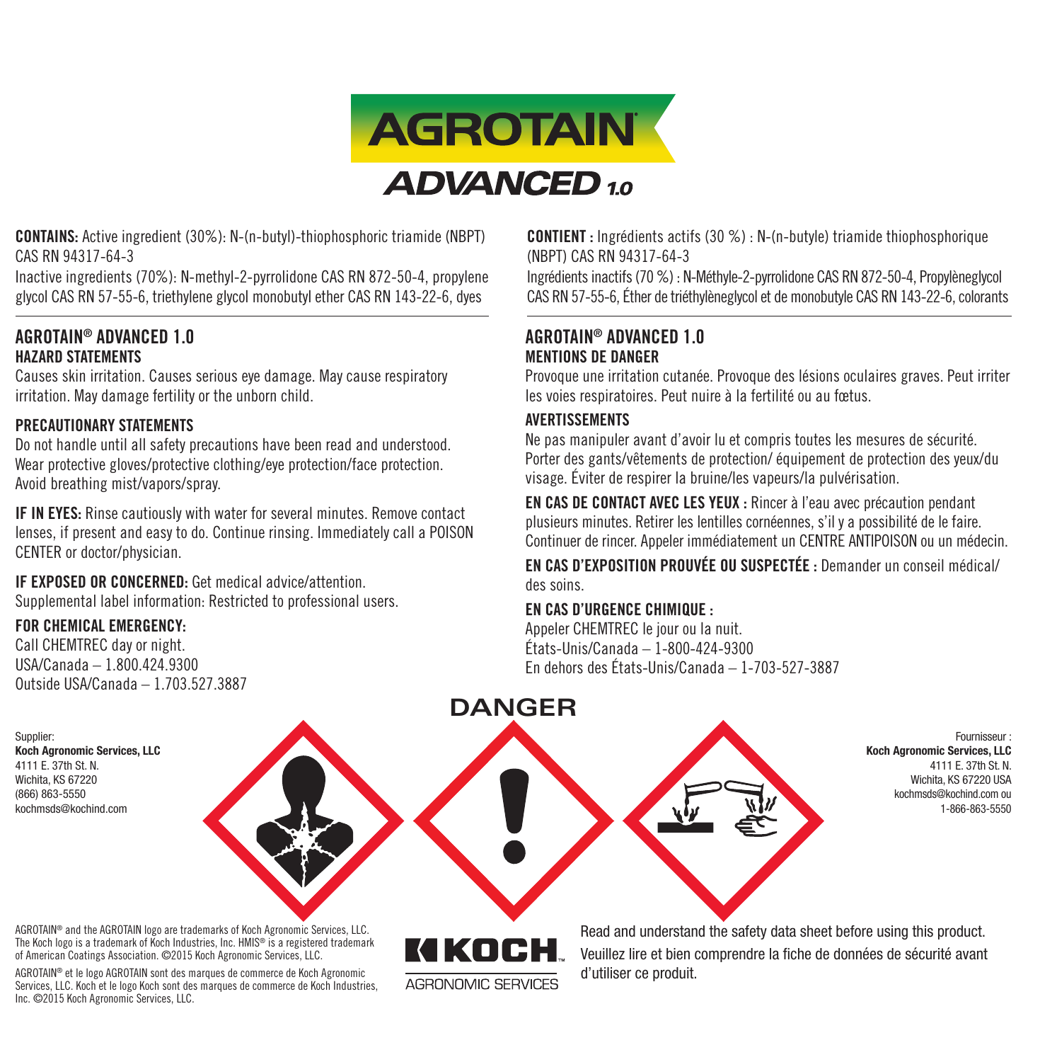# AGROTAIN® ADVANCED 1.0

**CONTAINS:** Active ingredient (30%): N-(n-butyl)-thiophosphoric triamide (NBPT) CAS RN 94317-64-3
Inactive ingredients (70%): N-methyl-2-pyrrolidone CAS RN 872-50-4, propylene glycol CAS RN 57-55-6, triethylene glycol monobutyl ether CAS RN 143-22-6, dyes

## AGROTAIN® ADVANCED 1.0

### HAZARD STATEMENTS

Causes skin irritation. Causes serious eye damage. May cause respiratory irritation. May damage fertility or the unborn child.

### PRECAUTIONARY STATEMENTS

Do not handle until all safety precautions have been read and understood. Wear protective gloves/protective clothing/eye protection/face protection. Avoid breathing mist/vapors/spray.

**IF IN EYES:** Rinse cautiously with water for several minutes. Remove contact lenses, if present and easy to do. Continue rinsing. Immediately call a POISON CENTER or doctor/physician.

**IF EXPOSED OR CONCERNED:** Get medical advice/attention.
Supplemental label information: Restricted to professional users.

**FOR CHEMICAL EMERGENCY:**
Call CHEMTREC day or night.
USA/Canada – 1.800.424.9300
Outside USA/Canada – 1.703.527.3887

**CONTIENT :** Ingrédients actifs (30 %) : N-(n-butyle) triamide thiophosphorique (NBPT) CAS RN 94317-64-3
Ingrédients inactifs (70 %) : N-Méthyle-2-pyrrolidone CAS RN 872-50-4, Propylèneglycol CAS RN 57-55-6, Éther de triéthylèneglycol et de monobutyle CAS RN 143-22-6, colorants

## AGROTAIN® ADVANCED 1.0

### MENTIONS DE DANGER

Provoque une irritation cutanée. Provoque des lésions oculaires graves. Peut irriter les voies respiratoires. Peut nuire à la fertilité ou au fœtus.

### AVERTISSEMENTS

Ne pas manipuler avant d'avoir lu et compris toutes les mesures de sécurité. Porter des gants/vêtements de protection/ équipement de protection des yeux/du visage. Éviter de respirer la bruine/les vapeurs/la pulvérisation.

**EN CAS DE CONTACT AVEC LES YEUX :** Rincer à l'eau avec précaution pendant plusieurs minutes. Retirer les lentilles cornéennes, s'il y a possibilité de le faire. Continuer de rincer. Appeler immédiatement un CENTRE ANTIPOISON ou un médecin.

**EN CAS D'EXPOSITION PROUVÉE OU SUSPECTÉE :** Demander un conseil médical/ des soins.

**EN CAS D'URGENCE CHIMIQUE :**
Appeler CHEMTREC le jour ou la nuit.
États-Unis/Canada – 1-800-424-9300
En dehors des États-Unis/Canada – 1-703-527-3887

## DANGER

Supplier:
**Koch Agronomic Services, LLC**
4111 E. 37th St. N.
Wichita, KS 67220
(866) 863-5550
kochmsds@kochind.com

Fournisseur :
**Koch Agronomic Services, LLC**
4111 E. 37th St. N.
Wichita, KS 67220 USA
kochmsds@kochind.com ou
1-866-863-5550

Read and understand the safety data sheet before using this product.
Veuillez lire et bien comprendre la fiche de données de sécurité avant d'utiliser ce produit.

KOCH AGRONOMIC SERVICES

AGROTAIN® and the AGROTAIN logo are trademarks of Koch Agronomic Services, LLC. The Koch logo is a trademark of Koch Industries, Inc. HMIS® is a registered trademark of American Coatings Association. ©2015 Koch Agronomic Services, LLC.

AGROTAIN® et le logo AGROTAIN sont des marques de commerce de Koch Agronomic Services, LLC. Koch et le logo Koch sont des marques de commerce de Koch Industries, Inc. ©2015 Koch Agronomic Services, LLC.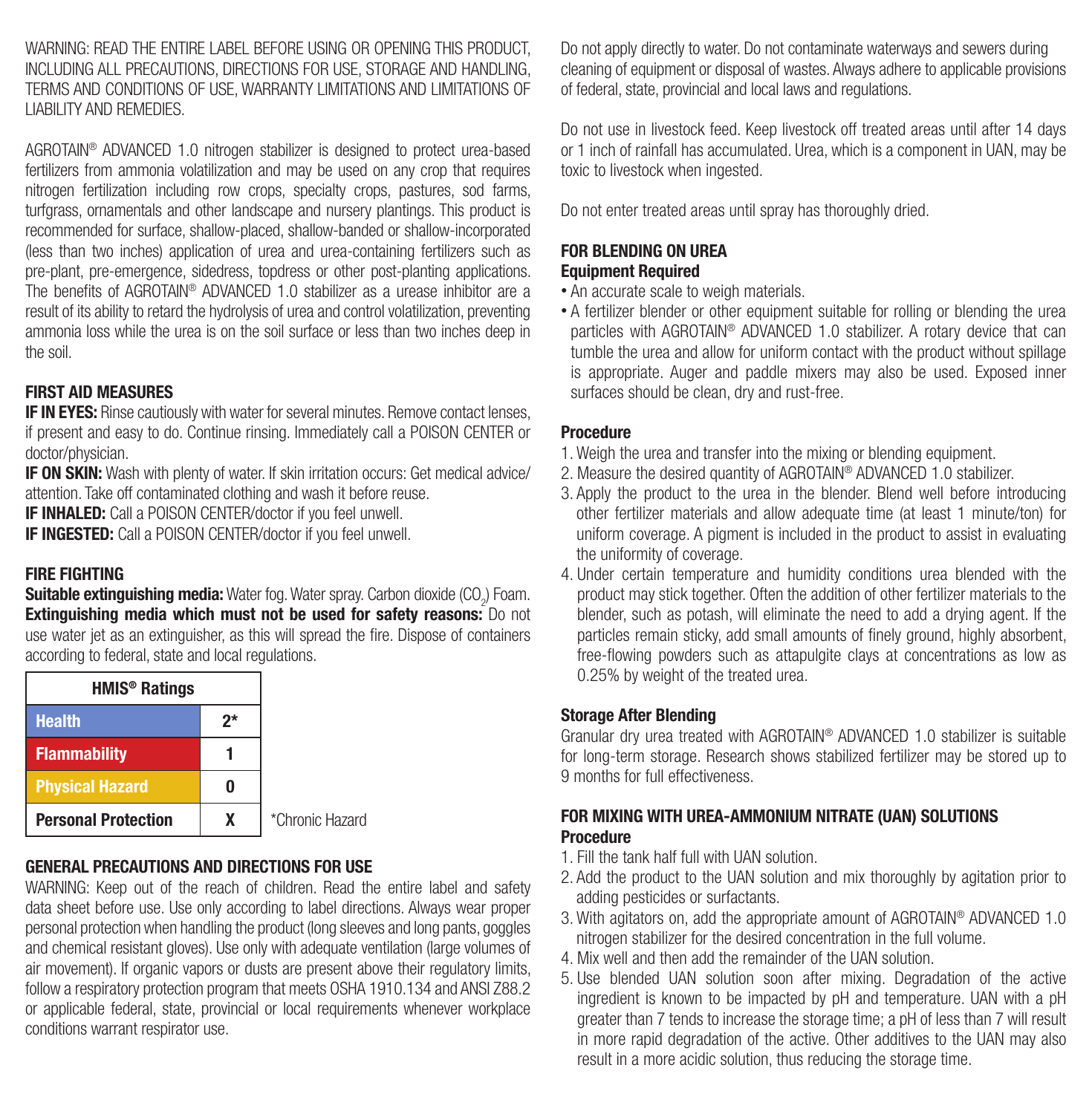WARNING: READ THE ENTIRE LABEL BEFORE USING OR OPENING THIS PRODUCT, INCLUDING ALL PRECAUTIONS, DIRECTIONS FOR USE, STORAGE AND HANDLING, TERMS AND CONDITIONS OF USE, WARRANTY LIMITATIONS AND LIMITATIONS OF LIABILITY AND REMEDIES.

AGROTAIN® ADVANCED 1.0 nitrogen stabilizer is designed to protect urea-based fertilizers from ammonia volatilization and may be used on any crop that requires nitrogen fertilization including row crops, specialty crops, pastures, sod farms, turfgrass, ornamentals and other landscape and nursery plantings. This product is recommended for surface, shallow-placed, shallow-banded or shallow-incorporated (less than two inches) application of urea and urea-containing fertilizers such as pre-plant, pre-emergence, sidedress, topdress or other post-planting applications. The benefits of AGROTAIN® ADVANCED 1.0 stabilizer as a urease inhibitor are a result of its ability to retard the hydrolysis of urea and control volatilization, preventing ammonia loss while the urea is on the soil surface or less than two inches deep in the soil.

## FIRST AID MEASURES

**IF IN EYES:** Rinse cautiously with water for several minutes. Remove contact lenses, if present and easy to do. Continue rinsing. Immediately call a POISON CENTER or doctor/physician.

**IF ON SKIN:** Wash with plenty of water. If skin irritation occurs: Get medical advice/attention. Take off contaminated clothing and wash it before reuse.

**IF INHALED:** Call a POISON CENTER/doctor if you feel unwell.

**IF INGESTED:** Call a POISON CENTER/doctor if you feel unwell.

## FIRE FIGHTING

**Suitable extinguishing media:** Water fog. Water spray. Carbon dioxide ($CO_2$) Foam. **Extinguishing media which must not be used for safety reasons:** Do not use water jet as an extinguisher, as this will spread the fire. Dispose of containers according to federal, state and local regulations.

| HMIS® Ratings | |
|---|---|
| Health | 2* |
| Flammability | 1 |
| Physical Hazard | 0 |
| Personal Protection | X |

*Chronic Hazard

## GENERAL PRECAUTIONS AND DIRECTIONS FOR USE

WARNING: Keep out of the reach of children. Read the entire label and safety data sheet before use. Use only according to label directions. Always wear proper personal protection when handling the product (long sleeves and long pants, goggles and chemical resistant gloves). Use only with adequate ventilation (large volumes of air movement). If organic vapors or dusts are present above their regulatory limits, follow a respiratory protection program that meets OSHA 1910.134 and ANSI Z88.2 or applicable federal, state, provincial or local requirements whenever workplace conditions warrant respirator use.

Do not apply directly to water. Do not contaminate waterways and sewers during cleaning of equipment or disposal of wastes. Always adhere to applicable provisions of federal, state, provincial and local laws and regulations.

Do not use in livestock feed. Keep livestock off treated areas until after 14 days or 1 inch of rainfall has accumulated. Urea, which is a component in UAN, may be toxic to livestock when ingested.

Do not enter treated areas until spray has thoroughly dried.

## FOR BLENDING ON UREA

### Equipment Required

- An accurate scale to weigh materials.
- A fertilizer blender or other equipment suitable for rolling or blending the urea particles with AGROTAIN® ADVANCED 1.0 stabilizer. A rotary device that can tumble the urea and allow for uniform contact with the product without spillage is appropriate. Auger and paddle mixers may also be used. Exposed inner surfaces should be clean, dry and rust-free.

### Procedure

1. Weigh the urea and transfer into the mixing or blending equipment.
2. Measure the desired quantity of AGROTAIN® ADVANCED 1.0 stabilizer.
3. Apply the product to the urea in the blender. Blend well before introducing other fertilizer materials and allow adequate time (at least 1 minute/ton) for uniform coverage. A pigment is included in the product to assist in evaluating the uniformity of coverage.
4. Under certain temperature and humidity conditions urea blended with the product may stick together. Often the addition of other fertilizer materials to the blender, such as potash, will eliminate the need to add a drying agent. If the particles remain sticky, add small amounts of finely ground, highly absorbent, free-flowing powders such as attapulgite clays at concentrations as low as 0.25% by weight of the treated urea.

### Storage After Blending

Granular dry urea treated with AGROTAIN® ADVANCED 1.0 stabilizer is suitable for long-term storage. Research shows stabilized fertilizer may be stored up to 9 months for full effectiveness.

## FOR MIXING WITH UREA-AMMONIUM NITRATE (UAN) SOLUTIONS

### Procedure

1. Fill the tank half full with UAN solution.
2. Add the product to the UAN solution and mix thoroughly by agitation prior to adding pesticides or surfactants.
3. With agitators on, add the appropriate amount of AGROTAIN® ADVANCED 1.0 nitrogen stabilizer for the desired concentration in the full volume.
4. Mix well and then add the remainder of the UAN solution.
5. Use blended UAN solution soon after mixing. Degradation of the active ingredient is known to be impacted by pH and temperature. UAN with a pH greater than 7 tends to increase the storage time; a pH of less than 7 will result in more rapid degradation of the active. Other additives to the UAN may also result in a more acidic solution, thus reducing the storage time.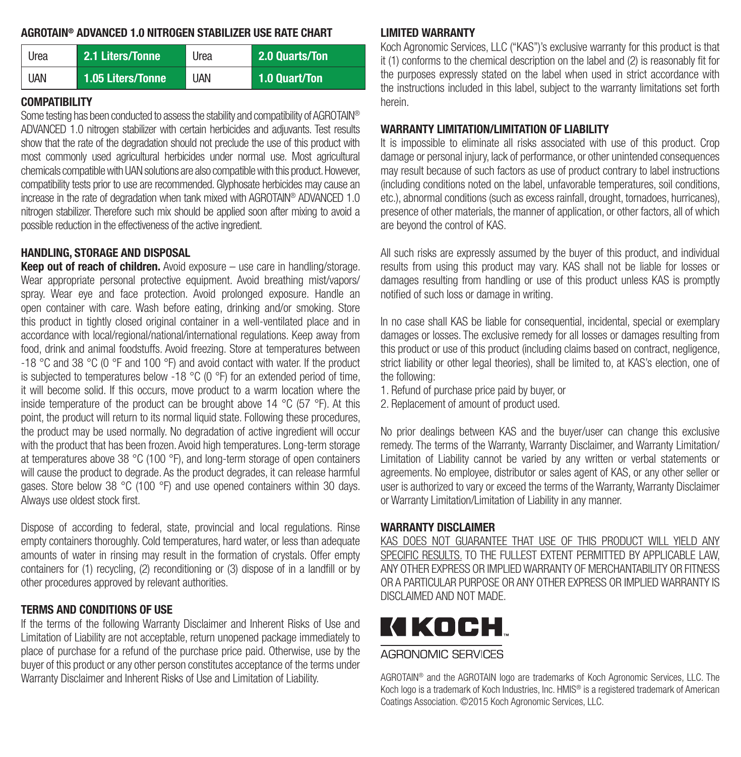## AGROTAIN® ADVANCED 1.0 NITROGEN STABILIZER USE RATE CHART

| Urea | **2.1 Liters/Tonne** | Urea | **2.0 Quarts/Ton** |
|---|---|---|---|
| UAN | **1.05 Liters/Tonne** | UAN | **1.0 Quart/Ton** |

## COMPATIBILITY

Some testing has been conducted to assess the stability and compatibility of AGROTAIN® ADVANCED 1.0 nitrogen stabilizer with certain herbicides and adjuvants. Test results show that the rate of the degradation should not preclude the use of this product with most commonly used agricultural herbicides under normal use. Most agricultural chemicals compatible with UAN solutions are also compatible with this product. However, compatibility tests prior to use are recommended. Glyphosate herbicides may cause an increase in the rate of degradation when tank mixed with AGROTAIN® ADVANCED 1.0 nitrogen stabilizer. Therefore such mix should be applied soon after mixing to avoid a possible reduction in the effectiveness of the active ingredient.

## HANDLING, STORAGE AND DISPOSAL

**Keep out of reach of children.** Avoid exposure – use care in handling/storage. Wear appropriate personal protective equipment. Avoid breathing mist/vapors/spray. Wear eye and face protection. Avoid prolonged exposure. Handle an open container with care. Wash before eating, drinking and/or smoking. Store this product in tightly closed original container in a well-ventilated place and in accordance with local/regional/national/international regulations. Keep away from food, drink and animal foodstuffs. Avoid freezing. Store at temperatures between -18 °C and 38 °C (0 °F and 100 °F) and avoid contact with water. If the product is subjected to temperatures below -18 °C (0 °F) for an extended period of time, it will become solid. If this occurs, move product to a warm location where the inside temperature of the product can be brought above 14 °C (57 °F). At this point, the product will return to its normal liquid state. Following these procedures, the product may be used normally. No degradation of active ingredient will occur with the product that has been frozen. Avoid high temperatures. Long-term storage at temperatures above 38 °C (100 °F), and long-term storage of open containers will cause the product to degrade. As the product degrades, it can release harmful gases. Store below 38 °C (100 °F) and use opened containers within 30 days. Always use oldest stock first.

Dispose of according to federal, state, provincial and local regulations. Rinse empty containers thoroughly. Cold temperatures, hard water, or less than adequate amounts of water in rinsing may result in the formation of crystals. Offer empty containers for (1) recycling, (2) reconditioning or (3) dispose of in a landfill or by other procedures approved by relevant authorities.

## TERMS AND CONDITIONS OF USE

If the terms of the following Warranty Disclaimer and Inherent Risks of Use and Limitation of Liability are not acceptable, return unopened package immediately to place of purchase for a refund of the purchase price paid. Otherwise, use by the buyer of this product or any other person constitutes acceptance of the terms under Warranty Disclaimer and Inherent Risks of Use and Limitation of Liability.

## LIMITED WARRANTY

Koch Agronomic Services, LLC ("KAS")'s exclusive warranty for this product is that it (1) conforms to the chemical description on the label and (2) is reasonably fit for the purposes expressly stated on the label when used in strict accordance with the instructions included in this label, subject to the warranty limitations set forth herein.

## WARRANTY LIMITATION/LIMITATION OF LIABILITY

It is impossible to eliminate all risks associated with use of this product. Crop damage or personal injury, lack of performance, or other unintended consequences may result because of such factors as use of product contrary to label instructions (including conditions noted on the label, unfavorable temperatures, soil conditions, etc.), abnormal conditions (such as excess rainfall, drought, tornadoes, hurricanes), presence of other materials, the manner of application, or other factors, all of which are beyond the control of KAS.

All such risks are expressly assumed by the buyer of this product, and individual results from using this product may vary. KAS shall not be liable for losses or damages resulting from handling or use of this product unless KAS is promptly notified of such loss or damage in writing.

In no case shall KAS be liable for consequential, incidental, special or exemplary damages or losses. The exclusive remedy for all losses or damages resulting from this product or use of this product (including claims based on contract, negligence, strict liability or other legal theories), shall be limited to, at KAS's election, one of the following:

1. Refund of purchase price paid by buyer, or
2. Replacement of amount of product used.

No prior dealings between KAS and the buyer/user can change this exclusive remedy. The terms of the Warranty, Warranty Disclaimer, and Warranty Limitation/Limitation of Liability cannot be varied by any written or verbal statements or agreements. No employee, distributor or sales agent of KAS, or any other seller or user is authorized to vary or exceed the terms of the Warranty, Warranty Disclaimer or Warranty Limitation/Limitation of Liability in any manner.

## WARRANTY DISCLAIMER

KAS DOES NOT GUARANTEE THAT USE OF THIS PRODUCT WILL YIELD ANY SPECIFIC RESULTS. TO THE FULLEST EXTENT PERMITTED BY APPLICABLE LAW, ANY OTHER EXPRESS OR IMPLIED WARRANTY OF MERCHANTABILITY OR FITNESS OR A PARTICULAR PURPOSE OR ANY OTHER EXPRESS OR IMPLIED WARRANTY IS DISCLAIMED AND NOT MADE.

KOCH™

AGRONOMIC SERVICES

AGROTAIN® and the AGROTAIN logo are trademarks of Koch Agronomic Services, LLC. The Koch logo is a trademark of Koch Industries, Inc. HMIS® is a registered trademark of American Coatings Association. ©2015 Koch Agronomic Services, LLC.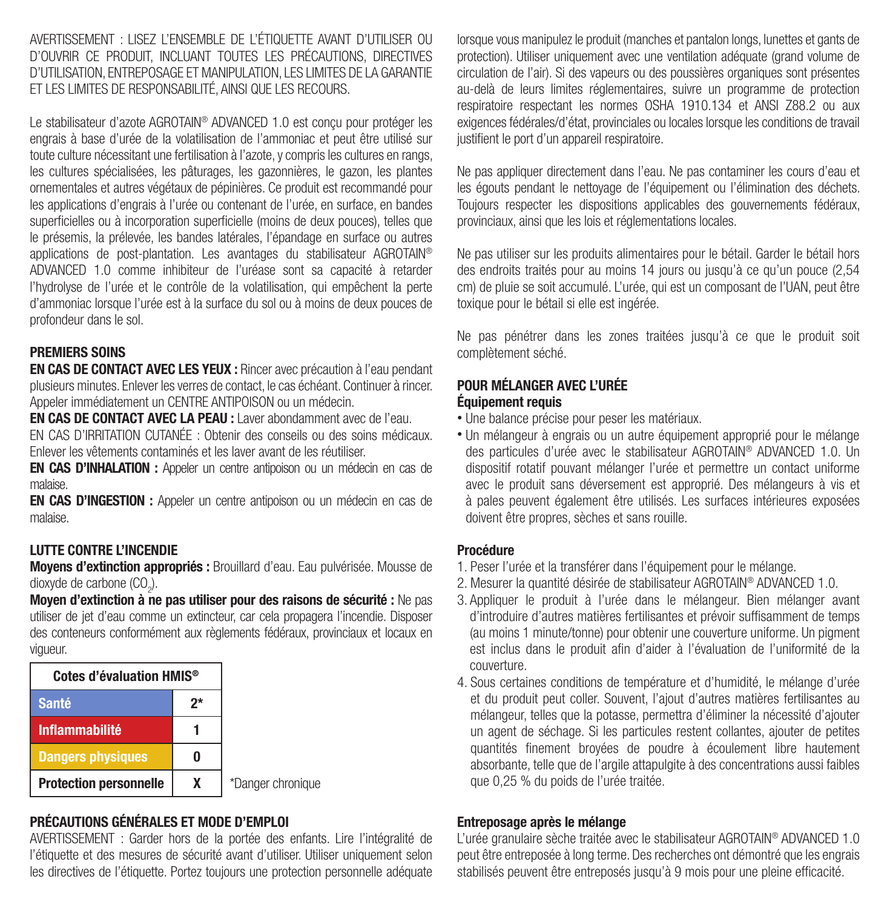AVERTISSEMENT : LISEZ L'ENSEMBLE DE L'ÉTIQUETTE AVANT D'UTILISER OU D'OUVRIR CE PRODUIT, INCLUANT TOUTES LES PRÉCAUTIONS, DIRECTIVES D'UTILISATION, ENTREPOSAGE ET MANIPULATION, LES LIMITES DE LA GARANTIE ET LES LIMITES DE RESPONSABILITÉ, AINSI QUE LES RECOURS.

Le stabilisateur d'azote AGROTAIN® ADVANCED 1.0 est conçu pour protéger les engrais à base d'urée de la volatilisation de l'ammoniac et peut être utilisé sur toute culture nécessitant une fertilisation à l'azote, y compris les cultures en rangs, les cultures spécialisées, les pâturages, les gazonnières, le gazon, les plantes ornementales et autres végétaux de pépinières. Ce produit est recommandé pour les applications d'engrais à l'urée ou contenant de l'urée, en surface, en bandes superficielles ou à incorporation superficielle (moins de deux pouces), telles que le présemis, la prélevée, les bandes latérales, l'épandage en surface ou autres applications de post-plantation. Les avantages du stabilisateur AGROTAIN® ADVANCED 1.0 comme inhibiteur de l'uréase sont sa capacité à retarder l'hydrolyse de l'urée et le contrôle de la volatilisation, qui empêchent la perte d'ammoniac lorsque l'urée est à la surface du sol ou à moins de deux pouces de profondeur dans le sol.

## PREMIERS SOINS

**EN CAS DE CONTACT AVEC LES YEUX :** Rincer avec précaution à l'eau pendant plusieurs minutes. Enlever les verres de contact, le cas échéant. Continuer à rincer. Appeler immédiatement un CENTRE ANTIPOISON ou un médecin.

**EN CAS DE CONTACT AVEC LA PEAU :** Laver abondamment avec de l'eau.

EN CAS D'IRRITATION CUTANÉE : Obtenir des conseils ou des soins médicaux. Enlever les vêtements contaminés et les laver avant de les réutiliser.

**EN CAS D'INHALATION :** Appeler un centre antipoison ou un médecin en cas de malaise.

**EN CAS D'INGESTION :** Appeler un centre antipoison ou un médecin en cas de malaise.

## LUTTE CONTRE L'INCENDIE

**Moyens d'extinction appropriés :** Brouillard d'eau. Eau pulvérisée. Mousse de dioxyde de carbone ($CO_2$).

**Moyen d'extinction à ne pas utiliser pour des raisons de sécurité :** Ne pas utiliser de jet d'eau comme un extincteur, car cela propagera l'incendie. Disposer des conteneurs conformément aux règlements fédéraux, provinciaux et locaux en vigueur.

| Cotes d'évaluation HMIS® | |
|---|---|
| Santé | 2* |
| Inflammabilité | 1 |
| Dangers physiques | 0 |
| Protection personnelle | X |

*Danger chronique

## PRÉCAUTIONS GÉNÉRALES ET MODE D'EMPLOI

AVERTISSEMENT : Garder hors de la portée des enfants. Lire l'intégralité de l'étiquette et des mesures de sécurité avant d'utiliser. Utiliser uniquement selon les directives de l'étiquette. Portez toujours une protection personnelle adéquate lorsque vous manipulez le produit (manches et pantalon longs, lunettes et gants de protection). Utiliser uniquement avec une ventilation adéquate (grand volume de circulation de l'air). Si des vapeurs ou des poussières organiques sont présentes au-delà de leurs limites réglementaires, suivre un programme de protection respiratoire respectant les normes OSHA 1910.134 et ANSI Z88.2 ou aux exigences fédérales/d'état, provinciales ou locales lorsque les conditions de travail justifient le port d'un appareil respiratoire.

Ne pas appliquer directement dans l'eau. Ne pas contaminer les cours d'eau et les égouts pendant le nettoyage de l'équipement ou l'élimination des déchets. Toujours respecter les dispositions applicables des gouvernements fédéraux, provinciaux, ainsi que les lois et réglementations locales.

Ne pas utiliser sur les produits alimentaires pour le bétail. Garder le bétail hors des endroits traités pour au moins 14 jours ou jusqu'à ce qu'un pouce (2,54 cm) de pluie se soit accumulé. L'urée, qui est un composant de l'UAN, peut être toxique pour le bétail si elle est ingérée.

Ne pas pénétrer dans les zones traitées jusqu'à ce que le produit soit complètement séché.

## POUR MÉLANGER AVEC L'URÉE

### Équipement requis

- Une balance précise pour peser les matériaux.
- Un mélangeur à engrais ou un autre équipement approprié pour le mélange des particules d'urée avec le stabilisateur AGROTAIN® ADVANCED 1.0. Un dispositif rotatif pouvant mélanger l'urée et permettre un contact uniforme avec le produit sans déversement est approprié. Des mélangeurs à vis et à pales peuvent également être utilisés. Les surfaces intérieures exposées doivent être propres, sèches et sans rouille.

### Procédure

1. Peser l'urée et la transférer dans l'équipement pour le mélange.
2. Mesurer la quantité désirée de stabilisateur AGROTAIN® ADVANCED 1.0.
3. Appliquer le produit à l'urée dans le mélangeur. Bien mélanger avant d'introduire d'autres matières fertilisantes et prévoir suffisamment de temps (au moins 1 minute/tonne) pour obtenir une couverture uniforme. Un pigment est inclus dans le produit afin d'aider à l'évaluation de l'uniformité de la couverture.
4. Sous certaines conditions de température et d'humidité, le mélange d'urée et du produit peut coller. Souvent, l'ajout d'autres matières fertilisantes au mélangeur, telles que la potasse, permettra d'éliminer la nécessité d'ajouter un agent de séchage. Si les particules restent collantes, ajouter de petites quantités finement broyées de poudre à écoulement libre hautement absorbante, telle que de l'argile attapulgite à des concentrations aussi faibles que 0,25 % du poids de l'urée traitée.

### Entreposage après le mélange

L'urée granulaire sèche traitée avec le stabilisateur AGROTAIN® ADVANCED 1.0 peut être entreposée à long terme. Des recherches ont démontré que les engrais stabilisés peuvent être entreposés jusqu'à 9 mois pour une pleine efficacité.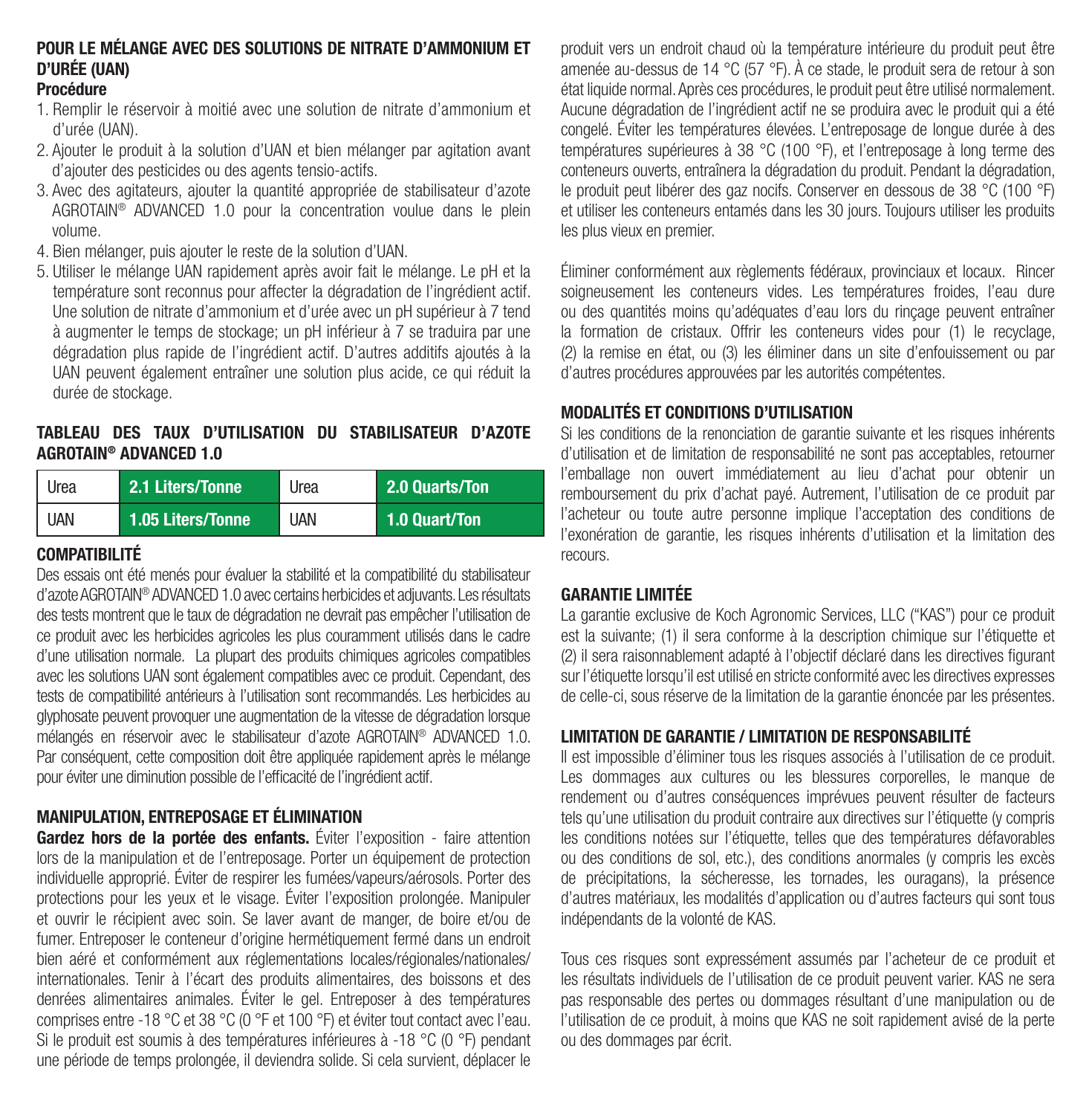### POUR LE MÉLANGE AVEC DES SOLUTIONS DE NITRATE D'AMMONIUM ET D'URÉE (UAN)

**Procédure**

1. Remplir le réservoir à moitié avec une solution de nitrate d'ammonium et d'urée (UAN).
2. Ajouter le produit à la solution d'UAN et bien mélanger par agitation avant d'ajouter des pesticides ou des agents tensio-actifs.
3. Avec des agitateurs, ajouter la quantité appropriée de stabilisateur d'azote AGROTAIN® ADVANCED 1.0 pour la concentration voulue dans le plein volume.
4. Bien mélanger, puis ajouter le reste de la solution d'UAN.
5. Utiliser le mélange UAN rapidement après avoir fait le mélange. Le pH et la température sont reconnus pour affecter la dégradation de l'ingrédient actif. Une solution de nitrate d'ammonium et d'urée avec un pH supérieur à 7 tend à augmenter le temps de stockage; un pH inférieur à 7 se traduira par une dégradation plus rapide de l'ingrédient actif. D'autres additifs ajoutés à la UAN peuvent également entraîner une solution plus acide, ce qui réduit la durée de stockage.

### TABLEAU DES TAUX D'UTILISATION DU STABILISATEUR D'AZOTE AGROTAIN® ADVANCED 1.0

| Urea | **2.1 Liters/Tonne** | Urea | **2.0 Quarts/Ton** |
|---|---|---|---|
| UAN | **1.05 Liters/Tonne** | UAN | **1.0 Quart/Ton** |

### COMPATIBILITÉ

Des essais ont été menés pour évaluer la stabilité et la compatibilité du stabilisateur d'azote AGROTAIN® ADVANCED 1.0 avec certains herbicides et adjuvants. Les résultats des tests montrent que le taux de dégradation ne devrait pas empêcher l'utilisation de ce produit avec les herbicides agricoles les plus couramment utilisés dans le cadre d'une utilisation normale. La plupart des produits chimiques agricoles compatibles avec les solutions UAN sont également compatibles avec ce produit. Cependant, des tests de compatibilité antérieurs à l'utilisation sont recommandés. Les herbicides au glyphosate peuvent provoquer une augmentation de la vitesse de dégradation lorsque mélangés en réservoir avec le stabilisateur d'azote AGROTAIN® ADVANCED 1.0. Par conséquent, cette composition doit être appliquée rapidement après le mélange pour éviter une diminution possible de l'efficacité de l'ingrédient actif.

### MANIPULATION, ENTREPOSAGE ET ÉLIMINATION

**Gardez hors de la portée des enfants.** Éviter l'exposition - faire attention lors de la manipulation et de l'entreposage. Porter un équipement de protection individuelle approprié. Éviter de respirer les fumées/vapeurs/aérosols. Porter des protections pour les yeux et le visage. Éviter l'exposition prolongée. Manipuler et ouvrir le récipient avec soin. Se laver avant de manger, de boire et/ou de fumer. Entreposer le conteneur d'origine hermétiquement fermé dans un endroit bien aéré et conformément aux réglementations locales/régionales/nationales/internationales. Tenir à l'écart des produits alimentaires, des boissons et des denrées alimentaires animales. Éviter le gel. Entreposer à des températures comprises entre -18 °C et 38 °C (0 °F et 100 °F) et éviter tout contact avec l'eau. Si le produit est soumis à des températures inférieures à -18 °C (0 °F) pendant une période de temps prolongée, il deviendra solide. Si cela survient, déplacer le produit vers un endroit chaud où la température intérieure du produit peut être amenée au-dessus de 14 °C (57 °F). À ce stade, le produit sera de retour à son état liquide normal. Après ces procédures, le produit peut être utilisé normalement. Aucune dégradation de l'ingrédient actif ne se produira avec le produit qui a été congelé. Éviter les températures élevées. L'entreposage de longue durée à des températures supérieures à 38 °C (100 °F), et l'entreposage à long terme des conteneurs ouverts, entraînera la dégradation du produit. Pendant la dégradation, le produit peut libérer des gaz nocifs. Conserver en dessous de 38 °C (100 °F) et utiliser les conteneurs entamés dans les 30 jours. Toujours utiliser les produits les plus vieux en premier.

Éliminer conformément aux règlements fédéraux, provinciaux et locaux. Rincer soigneusement les conteneurs vides. Les températures froides, l'eau dure ou des quantités moins qu'adéquates d'eau lors du rinçage peuvent entraîner la formation de cristaux. Offrir les conteneurs vides pour (1) le recyclage, (2) la remise en état, ou (3) les éliminer dans un site d'enfouissement ou par d'autres procédures approuvées par les autorités compétentes.

### MODALITÉS ET CONDITIONS D'UTILISATION

Si les conditions de la renonciation de garantie suivante et les risques inhérents d'utilisation et de limitation de responsabilité ne sont pas acceptables, retourner l'emballage non ouvert immédiatement au lieu d'achat pour obtenir un remboursement du prix d'achat payé. Autrement, l'utilisation de ce produit par l'acheteur ou toute autre personne implique l'acceptation des conditions de l'exonération de garantie, les risques inhérents d'utilisation et la limitation des recours.

### GARANTIE LIMITÉE

La garantie exclusive de Koch Agronomic Services, LLC ("KAS") pour ce produit est la suivante; (1) il sera conforme à la description chimique sur l'étiquette et (2) il sera raisonnablement adapté à l'objectif déclaré dans les directives figurant sur l'étiquette lorsqu'il est utilisé en stricte conformité avec les directives expresses de celle-ci, sous réserve de la limitation de la garantie énoncée par les présentes.

### LIMITATION DE GARANTIE / LIMITATION DE RESPONSABILITÉ

Il est impossible d'éliminer tous les risques associés à l'utilisation de ce produit. Les dommages aux cultures ou les blessures corporelles, le manque de rendement ou d'autres conséquences imprévues peuvent résulter de facteurs tels qu'une utilisation du produit contraire aux directives sur l'étiquette (y compris les conditions notées sur l'étiquette, telles que des températures défavorables ou des conditions de sol, etc.), des conditions anormales (y compris les excès de précipitations, la sécheresse, les tornades, les ouragans), la présence d'autres matériaux, les modalités d'application ou d'autres facteurs qui sont tous indépendants de la volonté de KAS.

Tous ces risques sont expressément assumés par l'acheteur de ce produit et les résultats individuels de l'utilisation de ce produit peuvent varier. KAS ne sera pas responsable des pertes ou dommages résultant d'une manipulation ou de l'utilisation de ce produit, à moins que KAS ne soit rapidement avisé de la perte ou des dommages par écrit.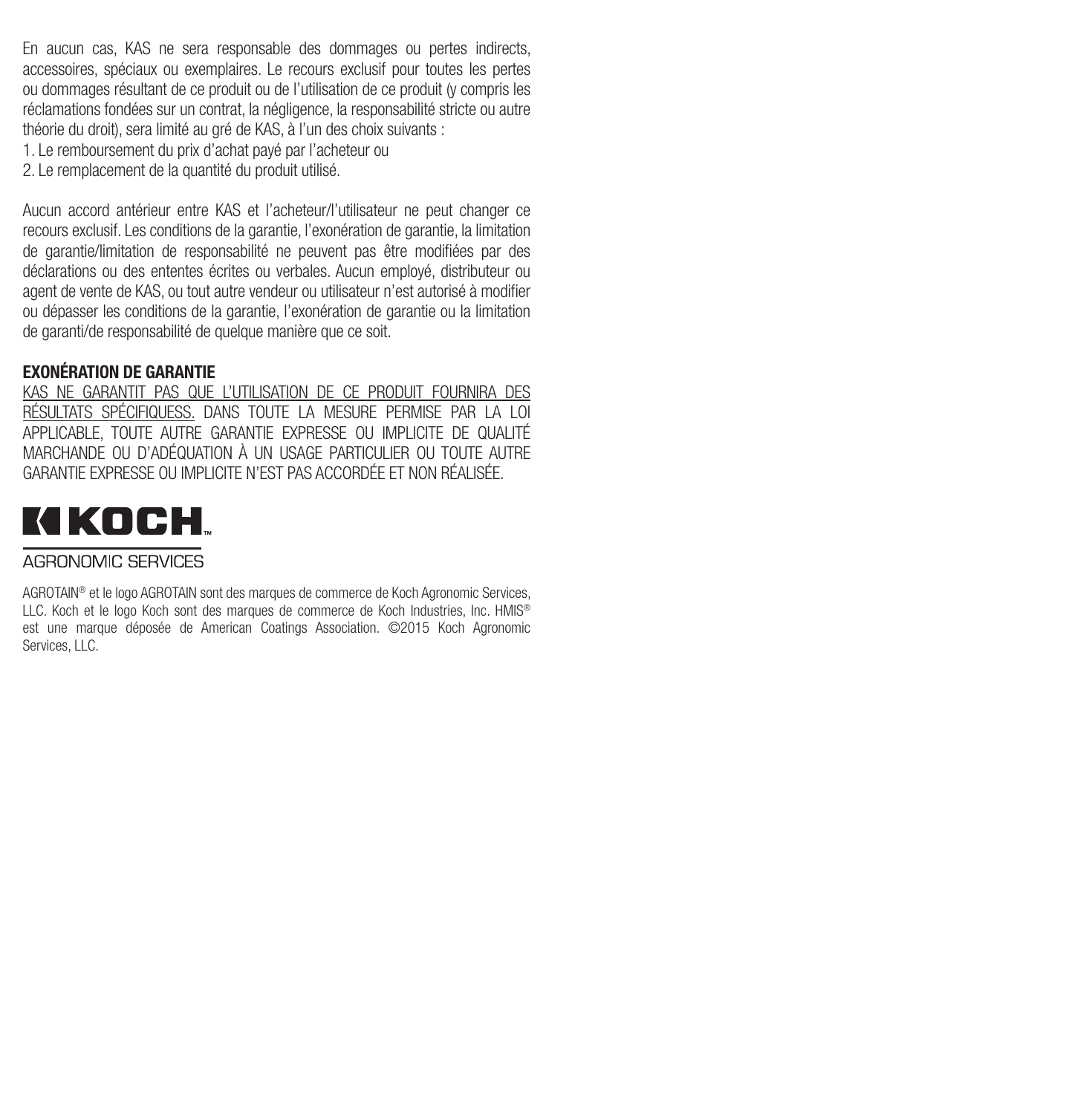En aucun cas, KAS ne sera responsable des dommages ou pertes indirects, accessoires, spéciaux ou exemplaires. Le recours exclusif pour toutes les pertes ou dommages résultant de ce produit ou de l'utilisation de ce produit (y compris les réclamations fondées sur un contrat, la négligence, la responsabilité stricte ou autre théorie du droit), sera limité au gré de KAS, à l'un des choix suivants :

1. Le remboursement du prix d'achat payé par l'acheteur ou
2. Le remplacement de la quantité du produit utilisé.

Aucun accord antérieur entre KAS et l'acheteur/l'utilisateur ne peut changer ce recours exclusif. Les conditions de la garantie, l'exonération de garantie, la limitation de garantie/limitation de responsabilité ne peuvent pas être modifiées par des déclarations ou des ententes écrites ou verbales. Aucun employé, distributeur ou agent de vente de KAS, ou tout autre vendeur ou utilisateur n'est autorisé à modifier ou dépasser les conditions de la garantie, l'exonération de garantie ou la limitation de garanti/de responsabilité de quelque manière que ce soit.

**EXONÉRATION DE GARANTIE**

KAS NE GARANTIT PAS QUE L'UTILISATION DE CE PRODUIT FOURNIRA DES RÉSULTATS SPÉCIFIQUESS. DANS TOUTE LA MESURE PERMISE PAR LA LOI APPLICABLE, TOUTE AUTRE GARANTIE EXPRESSE OU IMPLICITE DE QUALITÉ MARCHANDE OU D'ADÉQUATION À UN USAGE PARTICULIER OU TOUTE AUTRE GARANTIE EXPRESSE OU IMPLICITE N'EST PAS ACCORDÉE ET NON RÉALISÉE.

KOCH™

AGRONOMIC SERVICES

AGROTAIN® et le logo AGROTAIN sont des marques de commerce de Koch Agronomic Services, LLC. Koch et le logo Koch sont des marques de commerce de Koch Industries, Inc. HMIS® est une marque déposée de American Coatings Association. ©2015 Koch Agronomic Services, LLC.